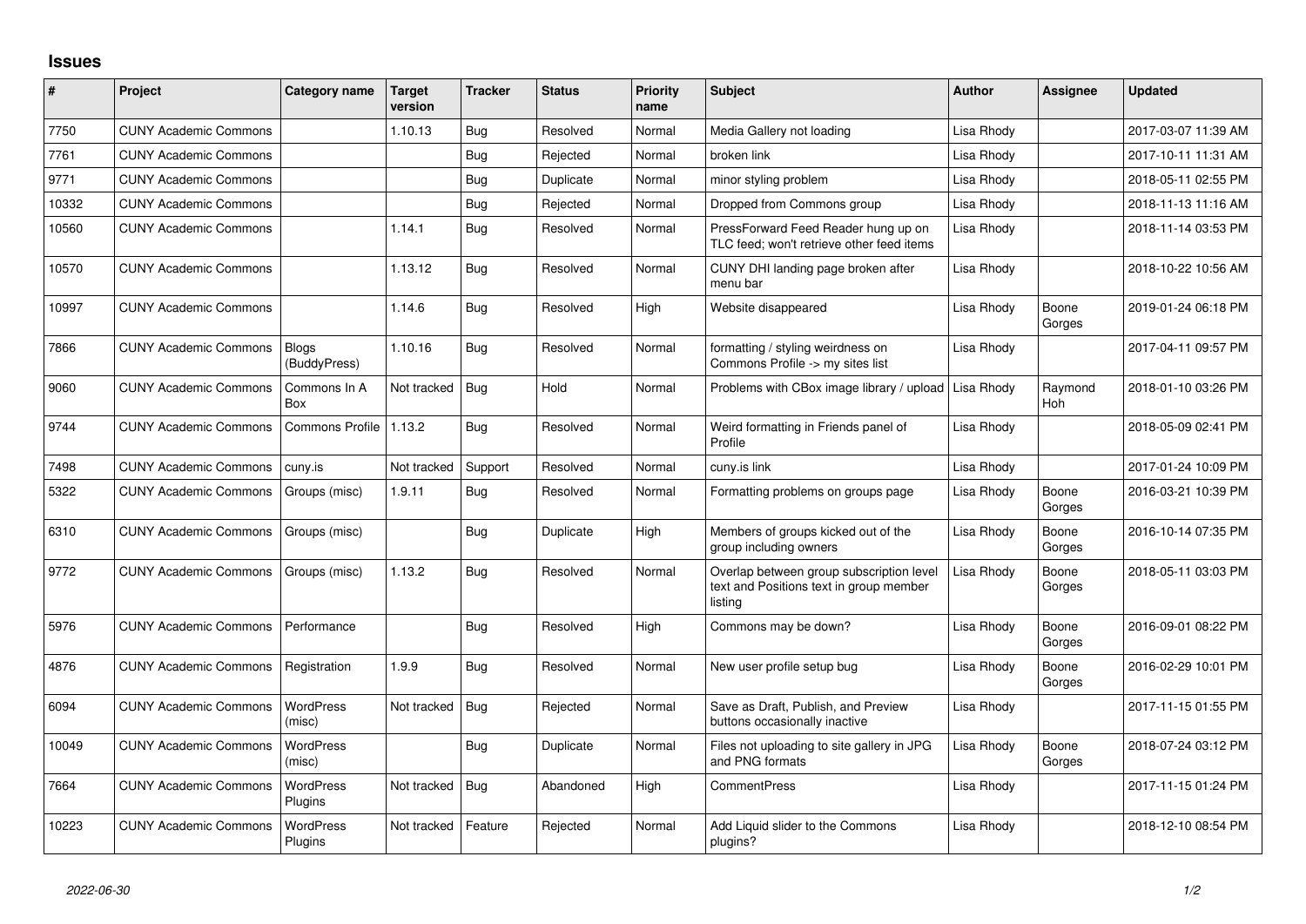# Issues

| # | Project | Category name | Target version | Tracker | Status | Priority name | Subject | Author | Assignee | Updated |
|---|---|---|---|---|---|---|---|---|---|---|
| 7750 | CUNY Academic Commons | | 1.10.13 | Bug | Resolved | Normal | Media Gallery not loading | Lisa Rhody | | 2017-03-07 11:39 AM |
| 7761 | CUNY Academic Commons | | | Bug | Rejected | Normal | broken link | Lisa Rhody | | 2017-10-11 11:31 AM |
| 9771 | CUNY Academic Commons | | | Bug | Duplicate | Normal | minor styling problem | Lisa Rhody | | 2018-05-11 02:55 PM |
| 10332 | CUNY Academic Commons | | | Bug | Rejected | Normal | Dropped from Commons group | Lisa Rhody | | 2018-11-13 11:16 AM |
| 10560 | CUNY Academic Commons | | 1.14.1 | Bug | Resolved | Normal | PressForward Feed Reader hung up on TLC feed; won't retrieve other feed items | Lisa Rhody | | 2018-11-14 03:53 PM |
| 10570 | CUNY Academic Commons | | 1.13.12 | Bug | Resolved | Normal | CUNY DHI landing page broken after menu bar | Lisa Rhody | | 2018-10-22 10:56 AM |
| 10997 | CUNY Academic Commons | | 1.14.6 | Bug | Resolved | High | Website disappeared | Lisa Rhody | Boone Gorges | 2019-01-24 06:18 PM |
| 7866 | CUNY Academic Commons | Blogs (BuddyPress) | 1.10.16 | Bug | Resolved | Normal | formatting / styling weirdness on Commons Profile -> my sites list | Lisa Rhody | | 2017-04-11 09:57 PM |
| 9060 | CUNY Academic Commons | Commons In A Box | Not tracked | Bug | Hold | Normal | Problems with CBox image library / upload | Lisa Rhody | Raymond Hoh | 2018-01-10 03:26 PM |
| 9744 | CUNY Academic Commons | Commons Profile | 1.13.2 | Bug | Resolved | Normal | Weird formatting in Friends panel of Profile | Lisa Rhody | | 2018-05-09 02:41 PM |
| 7498 | CUNY Academic Commons | cuny.is | Not tracked | Support | Resolved | Normal | cuny.is link | Lisa Rhody | | 2017-01-24 10:09 PM |
| 5322 | CUNY Academic Commons | Groups (misc) | 1.9.11 | Bug | Resolved | Normal | Formatting problems on groups page | Lisa Rhody | Boone Gorges | 2016-03-21 10:39 PM |
| 6310 | CUNY Academic Commons | Groups (misc) | | Bug | Duplicate | High | Members of groups kicked out of the group including owners | Lisa Rhody | Boone Gorges | 2016-10-14 07:35 PM |
| 9772 | CUNY Academic Commons | Groups (misc) | 1.13.2 | Bug | Resolved | Normal | Overlap between group subscription level text and Positions text in group member listing | Lisa Rhody | Boone Gorges | 2018-05-11 03:03 PM |
| 5976 | CUNY Academic Commons | Performance | | Bug | Resolved | High | Commons may be down? | Lisa Rhody | Boone Gorges | 2016-09-01 08:22 PM |
| 4876 | CUNY Academic Commons | Registration | 1.9.9 | Bug | Resolved | Normal | New user profile setup bug | Lisa Rhody | Boone Gorges | 2016-02-29 10:01 PM |
| 6094 | CUNY Academic Commons | WordPress (misc) | Not tracked | Bug | Rejected | Normal | Save as Draft, Publish, and Preview buttons occasionally inactive | Lisa Rhody | | 2017-11-15 01:55 PM |
| 10049 | CUNY Academic Commons | WordPress (misc) | | Bug | Duplicate | Normal | Files not uploading to site gallery in JPG and PNG formats | Lisa Rhody | Boone Gorges | 2018-07-24 03:12 PM |
| 7664 | CUNY Academic Commons | WordPress Plugins | Not tracked | Bug | Abandoned | High | CommentPress | Lisa Rhody | | 2017-11-15 01:24 PM |
| 10223 | CUNY Academic Commons | WordPress Plugins | Not tracked | Feature | Rejected | Normal | Add Liquid slider to the Commons plugins? | Lisa Rhody | | 2018-12-10 08:54 PM |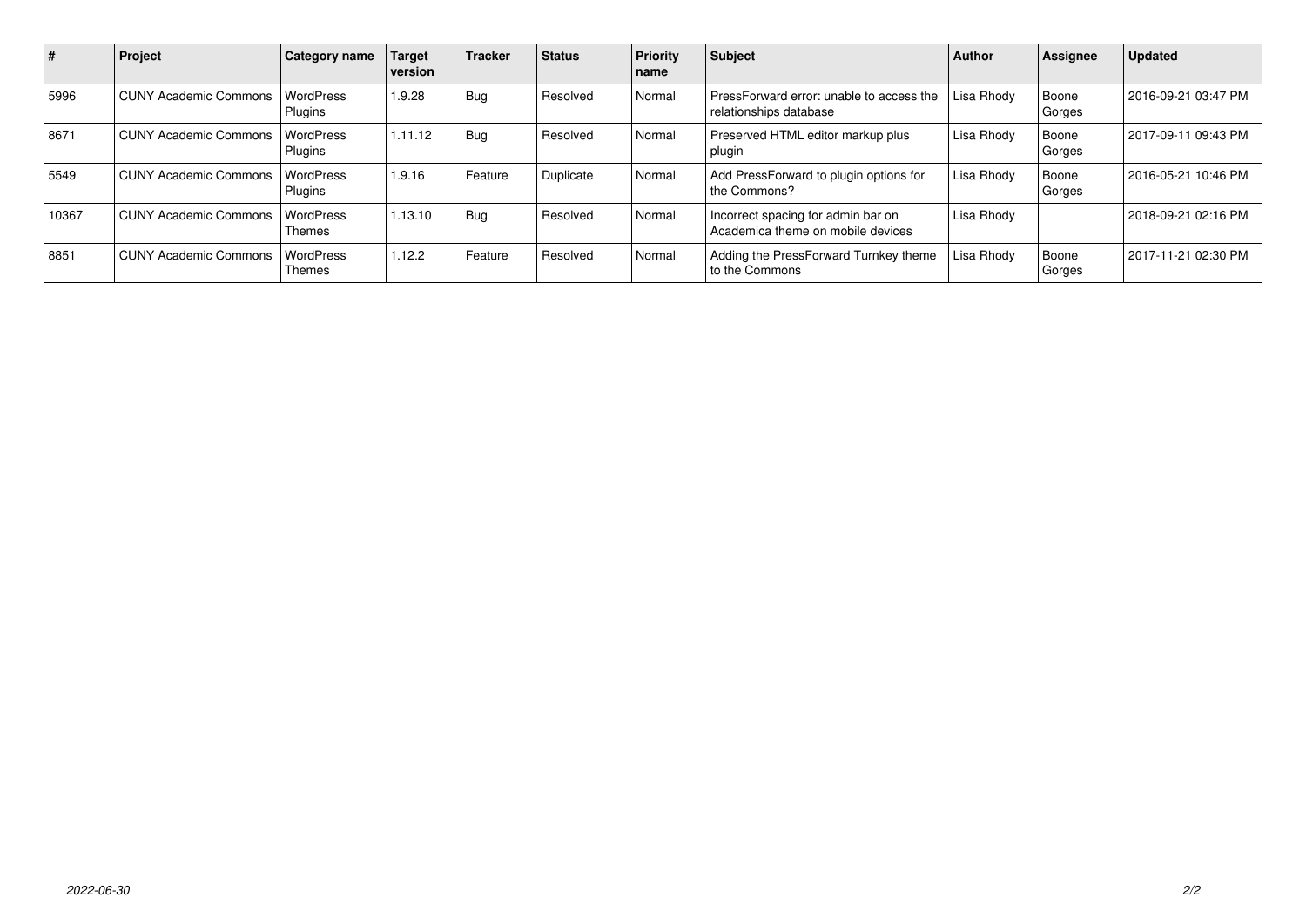| # | Project | Category name | Target version | Tracker | Status | Priority name | Subject | Author | Assignee | Updated |
|---|---|---|---|---|---|---|---|---|---|---|
| 5996 | CUNY Academic Commons | WordPress Plugins | 1.9.28 | Bug | Resolved | Normal | PressForward error: unable to access the relationships database | Lisa Rhody | Boone Gorges | 2016-09-21 03:47 PM |
| 8671 | CUNY Academic Commons | WordPress Plugins | 1.11.12 | Bug | Resolved | Normal | Preserved HTML editor markup plus plugin | Lisa Rhody | Boone Gorges | 2017-09-11 09:43 PM |
| 5549 | CUNY Academic Commons | WordPress Plugins | 1.9.16 | Feature | Duplicate | Normal | Add PressForward to plugin options for the Commons? | Lisa Rhody | Boone Gorges | 2016-05-21 10:46 PM |
| 10367 | CUNY Academic Commons | WordPress Themes | 1.13.10 | Bug | Resolved | Normal | Incorrect spacing for admin bar on Academica theme on mobile devices | Lisa Rhody | | 2018-09-21 02:16 PM |
| 8851 | CUNY Academic Commons | WordPress Themes | 1.12.2 | Feature | Resolved | Normal | Adding the PressForward Turnkey theme to the Commons | Lisa Rhody | Boone Gorges | 2017-11-21 02:30 PM |